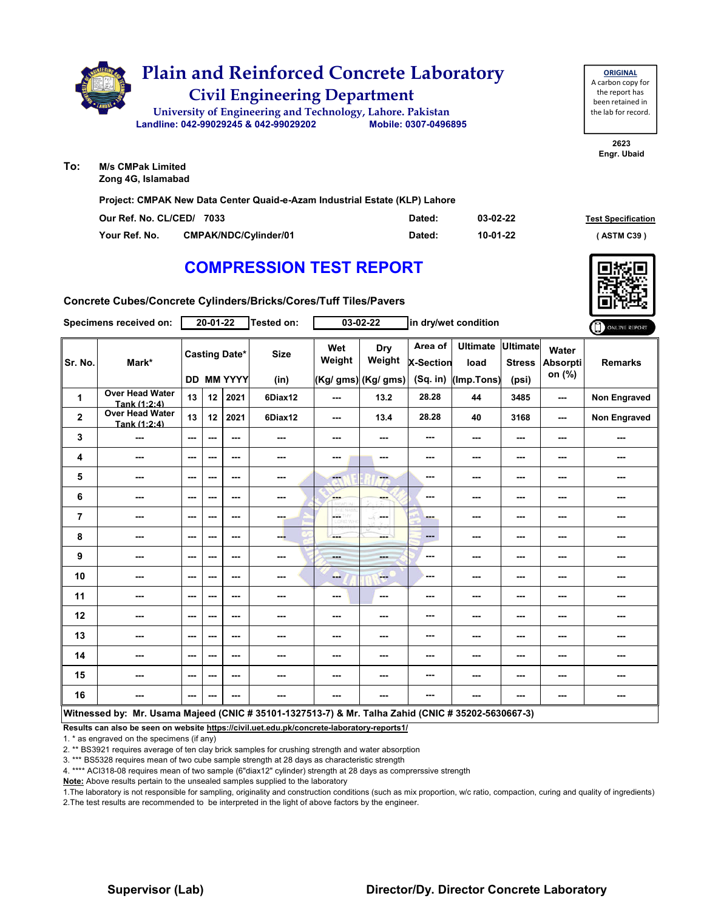# Plain and Reinforced Concrete Laboratory

## Civil Engineering Department

University of Engineering and Technology, Lahore. Pakistan

Landline: 042-99029245 & 042-99029202 Mobile: 0307-0496895

**ORIGINAL**
A carbon copy for the report has been retained in the lab for record.

2623
Engr. Ubaid

**To:** M/s CMPak Limited
Zong 4G, Islamabad

**Project: CMPAK New Data Center Quaid-e-Azam Industrial Estate (KLP) Lahore**

| | | | |
|---|---|---|---|
| Our Ref. No. CL/CED/ 7033 | Dated: 03-02-22 | | **Test Specification** |
| Your Ref. No. CMPAK/NDC/Cylinder/01 | Dated: 10-01-22 | | ( ASTM C39 ) |

# COMPRESSION TEST REPORT

**Concrete Cubes/Concrete Cylinders/Bricks/Cores/Tuff Tiles/Pavers**

**Specimens received on:** 20-01-22 **Tested on:** 03-02-22 **in dry/wet condition**

ONLINE REPORT

| Sr. No. | Mark* | Casting Date* DD | MM | YYYY | Size (in) | Wet Weight (Kg/ gms) | Dry Weight (Kg/ gms) | Area of X-Section (Sq. in) | Ultimate load (Imp.Tons) | Ultimate Stress (psi) | Water Absorption (%) | Remarks |
|---|---|---|---|---|---|---|---|---|---|---|---|---|
| 1 | Over Head Water Tank (1:2:4) | 13 | 12 | 2021 | 6Diax12 | --- | 13.2 | 28.28 | 44 | 3485 | --- | Non Engraved |
| 2 | Over Head Water Tank (1:2:4) | 13 | 12 | 2021 | 6Diax12 | --- | 13.4 | 28.28 | 40 | 3168 | --- | Non Engraved |
| 3 | --- | --- | --- | --- | --- | --- | --- | --- | --- | --- | --- | --- |
| 4 | --- | --- | --- | --- | --- | --- | --- | --- | --- | --- | --- | --- |
| 5 | --- | --- | --- | --- | --- | --- | --- | --- | --- | --- | --- | --- |
| 6 | --- | --- | --- | --- | --- | --- | --- | --- | --- | --- | --- | --- |
| 7 | --- | --- | --- | --- | --- | --- | --- | --- | --- | --- | --- | --- |
| 8 | --- | --- | --- | --- | --- | --- | --- | --- | --- | --- | --- | --- |
| 9 | --- | --- | --- | --- | --- | --- | --- | --- | --- | --- | --- | --- |
| 10 | --- | --- | --- | --- | --- | --- | --- | --- | --- | --- | --- | --- |
| 11 | --- | --- | --- | --- | --- | --- | --- | --- | --- | --- | --- | --- |
| 12 | --- | --- | --- | --- | --- | --- | --- | --- | --- | --- | --- | --- |
| 13 | --- | --- | --- | --- | --- | --- | --- | --- | --- | --- | --- | --- |
| 14 | --- | --- | --- | --- | --- | --- | --- | --- | --- | --- | --- | --- |
| 15 | --- | --- | --- | --- | --- | --- | --- | --- | --- | --- | --- | --- |
| 16 | --- | --- | --- | --- | --- | --- | --- | --- | --- | --- | --- | --- |

**Witnessed by: Mr. Usama Majeed (CNIC # 35101-1327513-7) & Mr. Talha Zahid (CNIC # 35202-5630667-3)**

**Results can also be seen on website https://civil.uet.edu.pk/concrete-laboratory-reports1/**

1. * as engraved on the specimens (if any)
2. ** BS3921 requires average of ten clay brick samples for crushing strength and water absorption
3. *** BS5328 requires mean of two cube sample strength at 28 days as characteristic strength
4. **** ACI318-08 requires mean of two sample (6"diax12" cylinder) strength at 28 days as comprerssive strength

**Note:** Above results pertain to the unsealed samples supplied to the laboratory

1.The laboratory is not responsible for sampling, originality and construction conditions (such as mix proportion, w/c ratio, compaction, curing and quality of ingredients)
2.The test results are recommended to be interpreted in the light of above factors by the engineer.

**Supervisor (Lab)** **Director/Dy. Director Concrete Laboratory**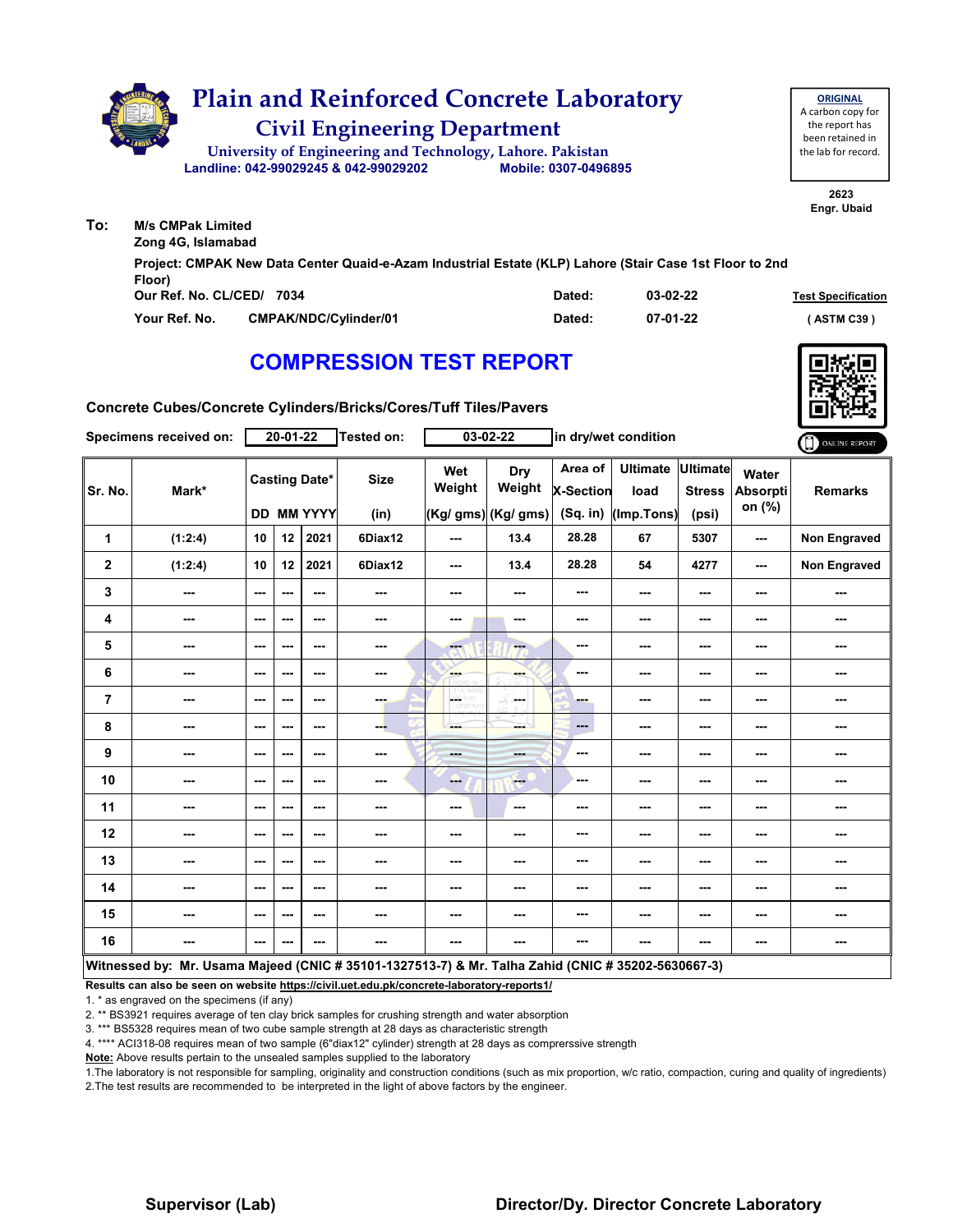# Plain and Reinforced Concrete Laboratory

## Civil Engineering Department

University of Engineering and Technology, Lahore. Pakistan

Landline: 042-99029245 & 042-99029202    Mobile: 0307-0496895

**ORIGINAL**
A carbon copy for the report has been retained in the lab for record.

2623
Engr. Ubaid

**To:** M/s CMPak Limited
Zong 4G, Islamabad

Project: CMPAK New Data Center Quaid-e-Azam Industrial Estate (KLP) Lahore (Stair Case 1st Floor to 2nd Floor)

Our Ref. No. CL/CED/ 7034    Dated: 03-02-22    Test Specification

Your Ref. No. CMPAK/NDC/Cylinder/01    Dated: 07-01-22    ( ASTM C39 )

## COMPRESSION TEST REPORT

Concrete Cubes/Concrete Cylinders/Bricks/Cores/Tuff Tiles/Pavers

Specimens received on: 20-01-22    Tested on: 03-02-22    in dry/wet condition

| Sr. No. | Mark* | Casting Date* | | | Size | Wet Weight | Dry Weight | Area of X-Section | Ultimate load | Ultimate Stress | Water Absorption (%) | Remarks |
|---|---|---|---|---|---|---|---|---|---|---|---|---|
| | | DD | MM | YYYY | (in) | (Kg/ gms) | (Kg/ gms) | (Sq. in) | (Imp.Tons) | (psi) | | |
| 1 | (1:2:4) | 10 | 12 | 2021 | 6Diax12 | --- | 13.4 | 28.28 | 67 | 5307 | --- | Non Engraved |
| 2 | (1:2:4) | 10 | 12 | 2021 | 6Diax12 | --- | 13.4 | 28.28 | 54 | 4277 | --- | Non Engraved |
| 3 | --- | --- | --- | --- | --- | --- | --- | --- | --- | --- | --- | --- |
| 4 | --- | --- | --- | --- | --- | --- | --- | --- | --- | --- | --- | --- |
| 5 | --- | --- | --- | --- | --- | --- | --- | --- | --- | --- | --- | --- |
| 6 | --- | --- | --- | --- | --- | --- | --- | --- | --- | --- | --- | --- |
| 7 | --- | --- | --- | --- | --- | --- | --- | --- | --- | --- | --- | --- |
| 8 | --- | --- | --- | --- | --- | --- | --- | --- | --- | --- | --- | --- |
| 9 | --- | --- | --- | --- | --- | --- | --- | --- | --- | --- | --- | --- |
| 10 | --- | --- | --- | --- | --- | --- | --- | --- | --- | --- | --- | --- |
| 11 | --- | --- | --- | --- | --- | --- | --- | --- | --- | --- | --- | --- |
| 12 | --- | --- | --- | --- | --- | --- | --- | --- | --- | --- | --- | --- |
| 13 | --- | --- | --- | --- | --- | --- | --- | --- | --- | --- | --- | --- |
| 14 | --- | --- | --- | --- | --- | --- | --- | --- | --- | --- | --- | --- |
| 15 | --- | --- | --- | --- | --- | --- | --- | --- | --- | --- | --- | --- |
| 16 | --- | --- | --- | --- | --- | --- | --- | --- | --- | --- | --- | --- |

**Witnessed by: Mr. Usama Majeed (CNIC # 35101-1327513-7) & Mr. Talha Zahid (CNIC # 35202-5630667-3)**

**Results can also be seen on website https://civil.uet.edu.pk/concrete-laboratory-reports1/**

1. * as engraved on the specimens (if any)
2. ** BS3921 requires average of ten clay brick samples for crushing strength and water absorption
3. *** BS5328 requires mean of two cube sample strength at 28 days as characteristic strength
4. **** ACI318-08 requires mean of two sample (6"diax12" cylinder) strength at 28 days as comprerssive strength

**Note:** Above results pertain to the unsealed samples supplied to the laboratory

1.The laboratory is not responsible for sampling, originality and construction conditions (such as mix proportion, w/c ratio, compaction, curing and quality of ingredients)
2.The test results are recommended to be interpreted in the light of above factors by the engineer.

**Supervisor (Lab)**    **Director/Dy. Director Concrete Laboratory**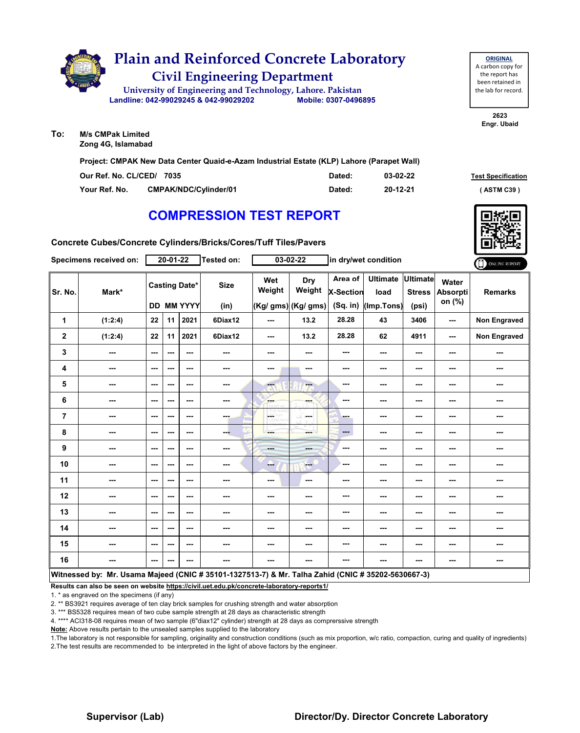# Plain and Reinforced Concrete Laboratory

## Civil Engineering Department

University of Engineering and Technology, Lahore. Pakistan

Landline: 042-99029245 & 042-99029202 Mobile: 0307-0496895

**ORIGINAL**
A carbon copy for the report has been retained in the lab for record.

2623
Engr. Ubaid

**To:** M/s CMPak Limited
Zong 4G, Islamabad

**Project: CMPAK New Data Center Quaid-e-Azam Industrial Estate (KLP) Lahore (Parapet Wall)**

| | | | |
|---|---|---|---|
| Our Ref. No. CL/CED/ 7035 | | Dated: | 03-02-22 |
| Your Ref. No. | CMPAK/NDC/Cylinder/01 | Dated: | 20-12-21 |

Test Specification
( ASTM C39 )

# COMPRESSION TEST REPORT

**Concrete Cubes/Concrete Cylinders/Bricks/Cores/Tuff Tiles/Pavers**

**Specimens received on:** 20-01-22 **Tested on:** 03-02-22 in dry/wet condition

ONLINE REPORT

| Sr. No. | Mark* | Casting Date* | | | Size | Wet Weight | Dry Weight | Area of X-Section | Ultimate load | Ultimate Stress | Water Absorption (%) | Remarks |
|---|---|---|---|---|---|---|---|---|---|---|---|---|
| | | DD | MM | YYYY | (in) | (Kg/ gms) | (Kg/ gms) | (Sq. in) | (Imp.Tons) | (psi) | | |
| 1 | (1:2:4) | 22 | 11 | 2021 | 6Diax12 | --- | 13.2 | 28.28 | 43 | 3406 | --- | Non Engraved |
| 2 | (1:2:4) | 22 | 11 | 2021 | 6Diax12 | --- | 13.2 | 28.28 | 62 | 4911 | --- | Non Engraved |
| 3 | --- | --- | --- | --- | --- | --- | --- | --- | --- | --- | --- | --- |
| 4 | --- | --- | --- | --- | --- | --- | --- | --- | --- | --- | --- | --- |
| 5 | --- | --- | --- | --- | --- | --- | --- | --- | --- | --- | --- | --- |
| 6 | --- | --- | --- | --- | --- | --- | --- | --- | --- | --- | --- | --- |
| 7 | --- | --- | --- | --- | --- | --- | --- | --- | --- | --- | --- | --- |
| 8 | --- | --- | --- | --- | --- | --- | --- | --- | --- | --- | --- | --- |
| 9 | --- | --- | --- | --- | --- | --- | --- | --- | --- | --- | --- | --- |
| 10 | --- | --- | --- | --- | --- | --- | --- | --- | --- | --- | --- | --- |
| 11 | --- | --- | --- | --- | --- | --- | --- | --- | --- | --- | --- | --- |
| 12 | --- | --- | --- | --- | --- | --- | --- | --- | --- | --- | --- | --- |
| 13 | --- | --- | --- | --- | --- | --- | --- | --- | --- | --- | --- | --- |
| 14 | --- | --- | --- | --- | --- | --- | --- | --- | --- | --- | --- | --- |
| 15 | --- | --- | --- | --- | --- | --- | --- | --- | --- | --- | --- | --- |
| 16 | --- | --- | --- | --- | --- | --- | --- | --- | --- | --- | --- | --- |

**Witnessed by: Mr. Usama Majeed (CNIC # 35101-1327513-7) & Mr. Talha Zahid (CNIC # 35202-5630667-3)**

**Results can also be seen on website https://civil.uet.edu.pk/concrete-laboratory-reports1/**

1. * as engraved on the specimens (if any)
2. ** BS3921 requires average of ten clay brick samples for crushing strength and water absorption
3. *** BS5328 requires mean of two cube sample strength at 28 days as characteristic strength
4. **** ACI318-08 requires mean of two sample (6"diax12" cylinder) strength at 28 days as comprerssive strength

**Note:** Above results pertain to the unsealed samples supplied to the laboratory

1.The laboratory is not responsible for sampling, originality and construction conditions (such as mix proportion, w/c ratio, compaction, curing and quality of ingredients)
2.The test results are recommended to be interpreted in the light of above factors by the engineer.

**Supervisor (Lab)** **Director/Dy. Director Concrete Laboratory**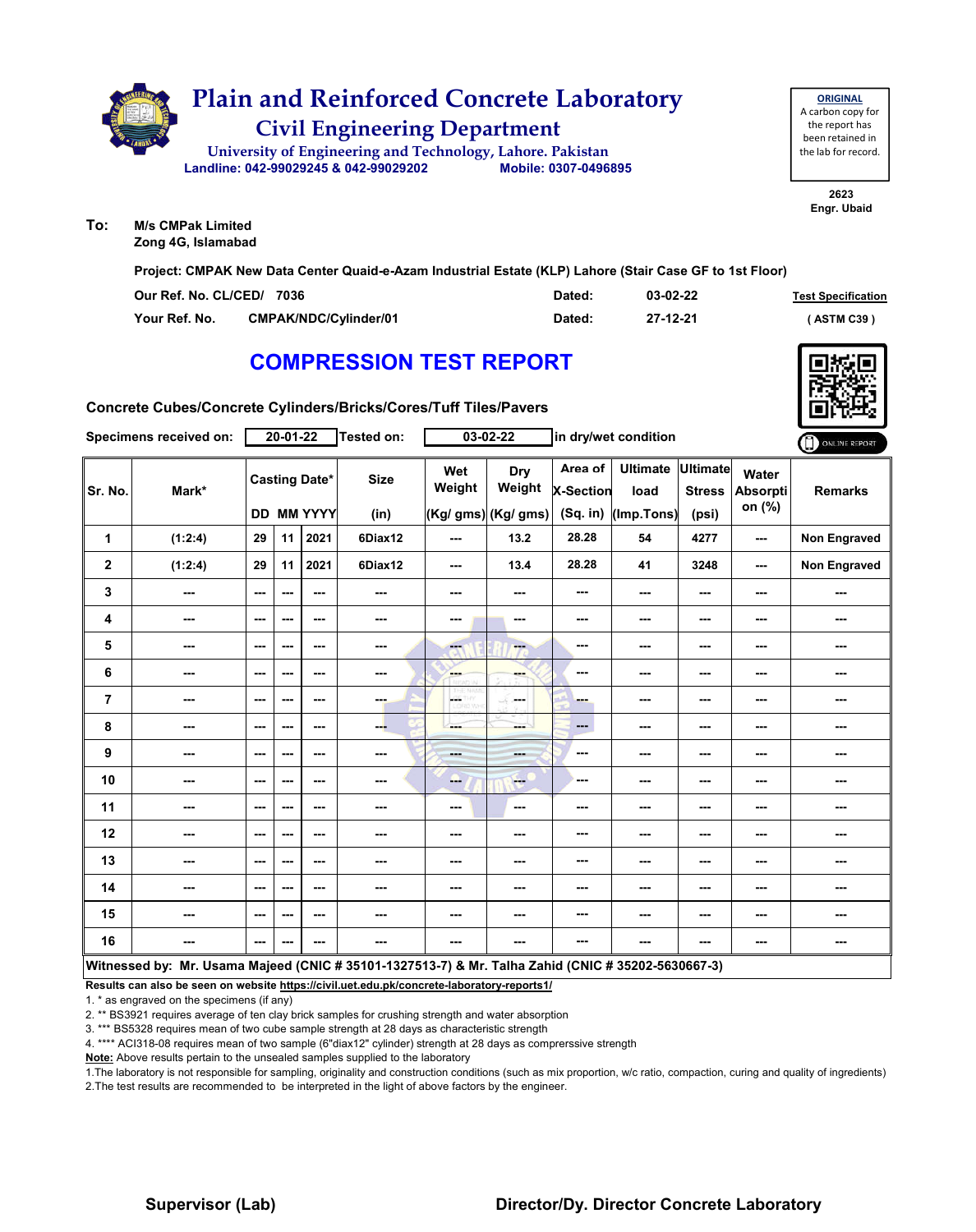# Plain and Reinforced Concrete Laboratory

## Civil Engineering Department

University of Engineering and Technology, Lahore. Pakistan

Landline: 042-99029245 & 042-99029202 Mobile: 0307-0496895

**ORIGINAL**
A carbon copy for the report has been retained in the lab for record.

2623
Engr. Ubaid

**To:** M/s CMPak Limited
Zong 4G, Islamabad

**Project:** CMPAK New Data Center Quaid-e-Azam Industrial Estate (KLP) Lahore (Stair Case GF to 1st Floor)

Our Ref. No. CL/CED/ 7036 Dated: 03-02-22

Your Ref. No. CMPAK/NDC/Cylinder/01 Dated: 27-12-21

Test Specification ( ASTM C39 )

# COMPRESSION TEST REPORT

Concrete Cubes/Concrete Cylinders/Bricks/Cores/Tuff Tiles/Pavers

Specimens received on: 20-01-22 Tested on: 03-02-22 in dry/wet condition

| Sr. No. | Mark* | Casting Date* DD | MM | YYYY | Size (in) | Wet Weight (Kg/ gms) | Dry Weight (Kg/ gms) | Area of X-Section (Sq. in) | Ultimate load (Imp.Tons) | Ultimate Stress (psi) | Water Absorption (%) | Remarks |
|---|---|---|---|---|---|---|---|---|---|---|---|---|
| 1 | (1:2:4) | 29 | 11 | 2021 | 6Diax12 | --- | 13.2 | 28.28 | 54 | 4277 | --- | Non Engraved |
| 2 | (1:2:4) | 29 | 11 | 2021 | 6Diax12 | --- | 13.4 | 28.28 | 41 | 3248 | --- | Non Engraved |
| 3 | --- | --- | --- | --- | --- | --- | --- | --- | --- | --- | --- | --- |
| 4 | --- | --- | --- | --- | --- | --- | --- | --- | --- | --- | --- | --- |
| 5 | --- | --- | --- | --- | --- | --- | --- | --- | --- | --- | --- | --- |
| 6 | --- | --- | --- | --- | --- | --- | --- | --- | --- | --- | --- | --- |
| 7 | --- | --- | --- | --- | --- | --- | --- | --- | --- | --- | --- | --- |
| 8 | --- | --- | --- | --- | --- | --- | --- | --- | --- | --- | --- | --- |
| 9 | --- | --- | --- | --- | --- | --- | --- | --- | --- | --- | --- | --- |
| 10 | --- | --- | --- | --- | --- | --- | --- | --- | --- | --- | --- | --- |
| 11 | --- | --- | --- | --- | --- | --- | --- | --- | --- | --- | --- | --- |
| 12 | --- | --- | --- | --- | --- | --- | --- | --- | --- | --- | --- | --- |
| 13 | --- | --- | --- | --- | --- | --- | --- | --- | --- | --- | --- | --- |
| 14 | --- | --- | --- | --- | --- | --- | --- | --- | --- | --- | --- | --- |
| 15 | --- | --- | --- | --- | --- | --- | --- | --- | --- | --- | --- | --- |
| 16 | --- | --- | --- | --- | --- | --- | --- | --- | --- | --- | --- | --- |

**Witnessed by: Mr. Usama Majeed (CNIC # 35101-1327513-7) & Mr. Talha Zahid (CNIC # 35202-5630667-3)**

**Results can also be seen on website https://civil.uet.edu.pk/concrete-laboratory-reports1/**

1. * as engraved on the specimens (if any)
2. ** BS3921 requires average of ten clay brick samples for crushing strength and water absorption
3. *** BS5328 requires mean of two cube sample strength at 28 days as characteristic strength
4. **** ACI318-08 requires mean of two sample (6"diax12" cylinder) strength at 28 days as comprerssive strength

**Note:** Above results pertain to the unsealed samples supplied to the laboratory

1.The laboratory is not responsible for sampling, originality and construction conditions (such as mix proportion, w/c ratio, compaction, curing and quality of ingredients)
2.The test results are recommended to be interpreted in the light of above factors by the engineer.

**Supervisor (Lab)** **Director/Dy. Director Concrete Laboratory**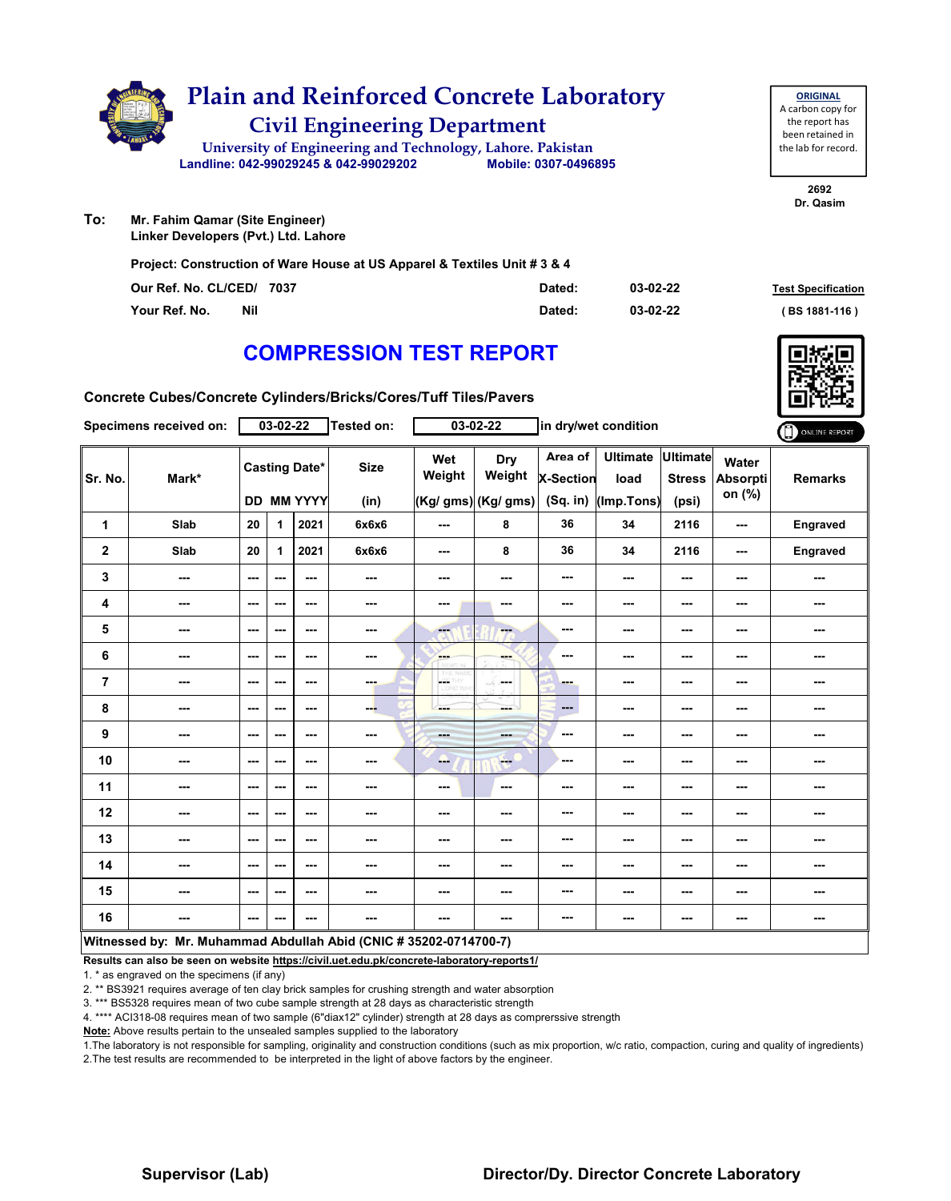# Plain and Reinforced Concrete Laboratory

## Civil Engineering Department

University of Engineering and Technology, Lahore. Pakistan

Landline: 042-99029245 & 042-99029202 Mobile: 0307-0496895

**ORIGINAL**
A carbon copy for the report has been retained in the lab for record.

2692
Dr. Qasim

**To:** Mr. Fahim Qamar (Site Engineer)
Linker Developers (Pvt.) Ltd. Lahore

Project: Construction of Ware House at US Apparel & Textiles Unit # 3 & 4

Our Ref. No. CL/CED/ 7037 Dated: 03-02-22

Your Ref. No. Nil Dated: 03-02-22

Test Specification
( BS 1881-116 )

# COMPRESSION TEST REPORT

Concrete Cubes/Concrete Cylinders/Bricks/Cores/Tuff Tiles/Pavers

Specimens received on: 03-02-22 Tested on: 03-02-22 in dry/wet condition

| Sr. No. | Mark* | Casting Date* DD | MM | YYYY | Size (in) | Wet Weight (Kg/ gms) | Dry Weight (Kg/ gms) | Area of X-Section (Sq. in) | Ultimate load (Imp.Tons) | Ultimate Stress (psi) | Water Absorption (%) | Remarks |
|---|---|---|---|---|---|---|---|---|---|---|---|---|
| 1 | Slab | 20 | 1 | 2021 | 6x6x6 | --- | 8 | 36 | 34 | 2116 | --- | Engraved |
| 2 | Slab | 20 | 1 | 2021 | 6x6x6 | --- | 8 | 36 | 34 | 2116 | --- | Engraved |
| 3 | --- | --- | --- | --- | --- | --- | --- | --- | --- | --- | --- | --- |
| 4 | --- | --- | --- | --- | --- | --- | --- | --- | --- | --- | --- | --- |
| 5 | --- | --- | --- | --- | --- | --- | --- | --- | --- | --- | --- | --- |
| 6 | --- | --- | --- | --- | --- | --- | --- | --- | --- | --- | --- | --- |
| 7 | --- | --- | --- | --- | --- | --- | --- | --- | --- | --- | --- | --- |
| 8 | --- | --- | --- | --- | --- | --- | --- | --- | --- | --- | --- | --- |
| 9 | --- | --- | --- | --- | --- | --- | --- | --- | --- | --- | --- | --- |
| 10 | --- | --- | --- | --- | --- | --- | --- | --- | --- | --- | --- | --- |
| 11 | --- | --- | --- | --- | --- | --- | --- | --- | --- | --- | --- | --- |
| 12 | --- | --- | --- | --- | --- | --- | --- | --- | --- | --- | --- | --- |
| 13 | --- | --- | --- | --- | --- | --- | --- | --- | --- | --- | --- | --- |
| 14 | --- | --- | --- | --- | --- | --- | --- | --- | --- | --- | --- | --- |
| 15 | --- | --- | --- | --- | --- | --- | --- | --- | --- | --- | --- | --- |
| 16 | --- | --- | --- | --- | --- | --- | --- | --- | --- | --- | --- | --- |

**Witnessed by: Mr. Muhammad Abdullah Abid (CNIC # 35202-0714700-7)**

**Results can also be seen on website https://civil.uet.edu.pk/concrete-laboratory-reports1/**

1. * as engraved on the specimens (if any)
2. ** BS3921 requires average of ten clay brick samples for crushing strength and water absorption
3. *** BS5328 requires mean of two cube sample strength at 28 days as characteristic strength
4. **** ACI318-08 requires mean of two sample (6"diax12" cylinder) strength at 28 days as comprerssive strength

**Note:** Above results pertain to the unsealed samples supplied to the laboratory

1.The laboratory is not responsible for sampling, originality and construction conditions (such as mix proportion, w/c ratio, compaction, curing and quality of ingredients)
2.The test results are recommended to be interpreted in the light of above factors by the engineer.

**Supervisor (Lab)** **Director/Dy. Director Concrete Laboratory**